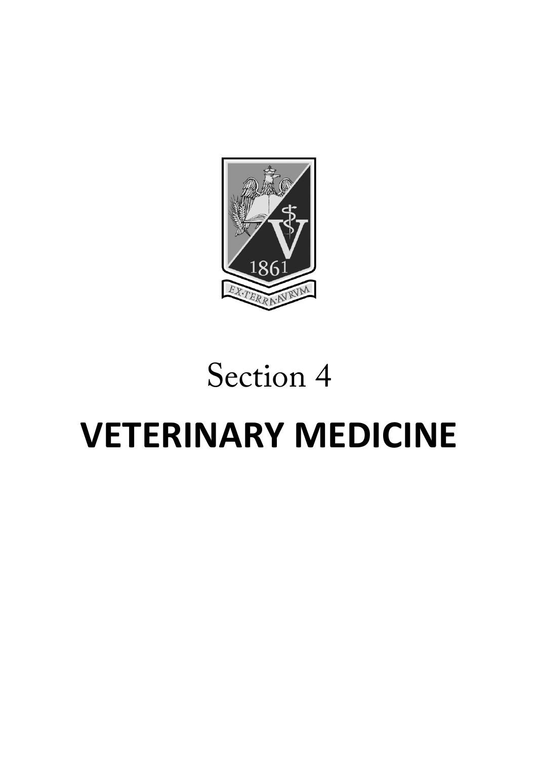Section 4

# VETERINARY MEDICINE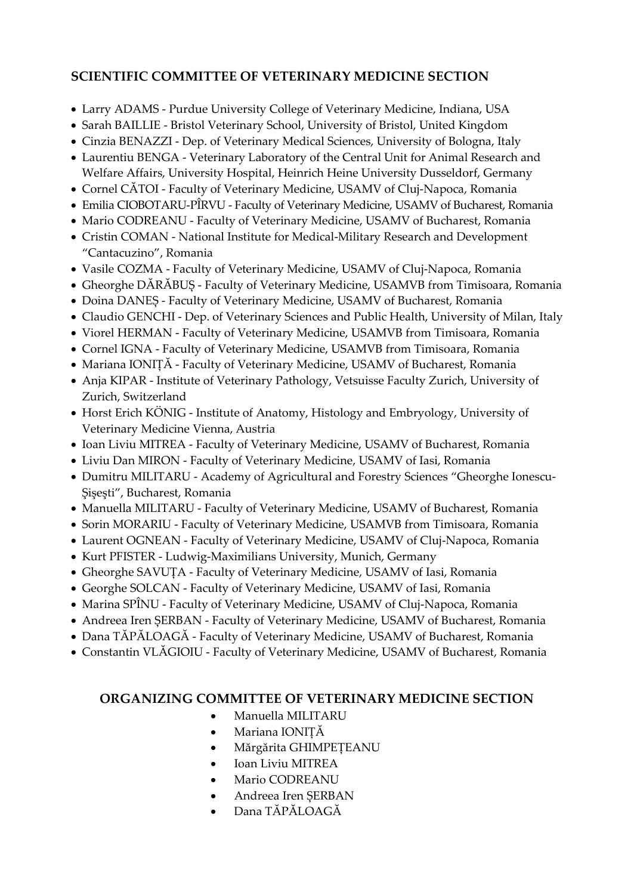## SCIENTIFIC COMMITTEE OF VETERINARY MEDICINE SECTION

- Larry ADAMS - Purdue University College of Veterinary Medicine, Indiana, USA
- Sarah BAILLIE - Bristol Veterinary School, University of Bristol, United Kingdom
- Cinzia BENAZZI - Dep. of Veterinary Medical Sciences, University of Bologna, Italy
- Laurentiu BENGA - Veterinary Laboratory of the Central Unit for Animal Research and Welfare Affairs, University Hospital, Heinrich Heine University Dusseldorf, Germany
- Cornel CĂTOI - Faculty of Veterinary Medicine, USAMV of Cluj-Napoca, Romania
- Emilia CIOBOTARU-PÎRVU - Faculty of Veterinary Medicine, USAMV of Bucharest, Romania
- Mario CODREANU - Faculty of Veterinary Medicine, USAMV of Bucharest, Romania
- Cristin COMAN - National Institute for Medical-Military Research and Development "Cantacuzino", Romania
- Vasile COZMA - Faculty of Veterinary Medicine, USAMV of Cluj-Napoca, Romania
- Gheorghe DĂRĂBUȘ - Faculty of Veterinary Medicine, USAMVB from Timisoara, Romania
- Doina DANEȘ - Faculty of Veterinary Medicine, USAMV of Bucharest, Romania
- Claudio GENCHI - Dep. of Veterinary Sciences and Public Health, University of Milan, Italy
- Viorel HERMAN - Faculty of Veterinary Medicine, USAMVB from Timisoara, Romania
- Cornel IGNA - Faculty of Veterinary Medicine, USAMVB from Timisoara, Romania
- Mariana IONIȚĂ - Faculty of Veterinary Medicine, USAMV of Bucharest, Romania
- Anja KIPAR - Institute of Veterinary Pathology, Vetsuisse Faculty Zurich, University of Zurich, Switzerland
- Horst Erich KÖNIG - Institute of Anatomy, Histology and Embryology, University of Veterinary Medicine Vienna, Austria
- Ioan Liviu MITREA - Faculty of Veterinary Medicine, USAMV of Bucharest, Romania
- Liviu Dan MIRON - Faculty of Veterinary Medicine, USAMV of Iasi, Romania
- Dumitru MILITARU - Academy of Agricultural and Forestry Sciences "Gheorghe Ionescu-Șișești", Bucharest, Romania
- Manuella MILITARU - Faculty of Veterinary Medicine, USAMV of Bucharest, Romania
- Sorin MORARIU - Faculty of Veterinary Medicine, USAMVB from Timisoara, Romania
- Laurent OGNEAN - Faculty of Veterinary Medicine, USAMV of Cluj-Napoca, Romania
- Kurt PFISTER - Ludwig-Maximilians University, Munich, Germany
- Gheorghe SAVUȚA - Faculty of Veterinary Medicine, USAMV of Iasi, Romania
- Georghe SOLCAN - Faculty of Veterinary Medicine, USAMV of Iasi, Romania
- Marina SPÎNU - Faculty of Veterinary Medicine, USAMV of Cluj-Napoca, Romania
- Andreea Iren ȘERBAN - Faculty of Veterinary Medicine, USAMV of Bucharest, Romania
- Dana TĂPĂLOAGĂ - Faculty of Veterinary Medicine, USAMV of Bucharest, Romania
- Constantin VLĂGIOIU - Faculty of Veterinary Medicine, USAMV of Bucharest, Romania

## ORGANIZING COMMITTEE OF VETERINARY MEDICINE SECTION

- Manuella MILITARU
- Mariana IONIȚĂ
- Mărgărita GHIMPEȚEANU
- Ioan Liviu MITREA
- Mario CODREANU
- Andreea Iren ȘERBAN
- Dana TĂPĂLOAGĂ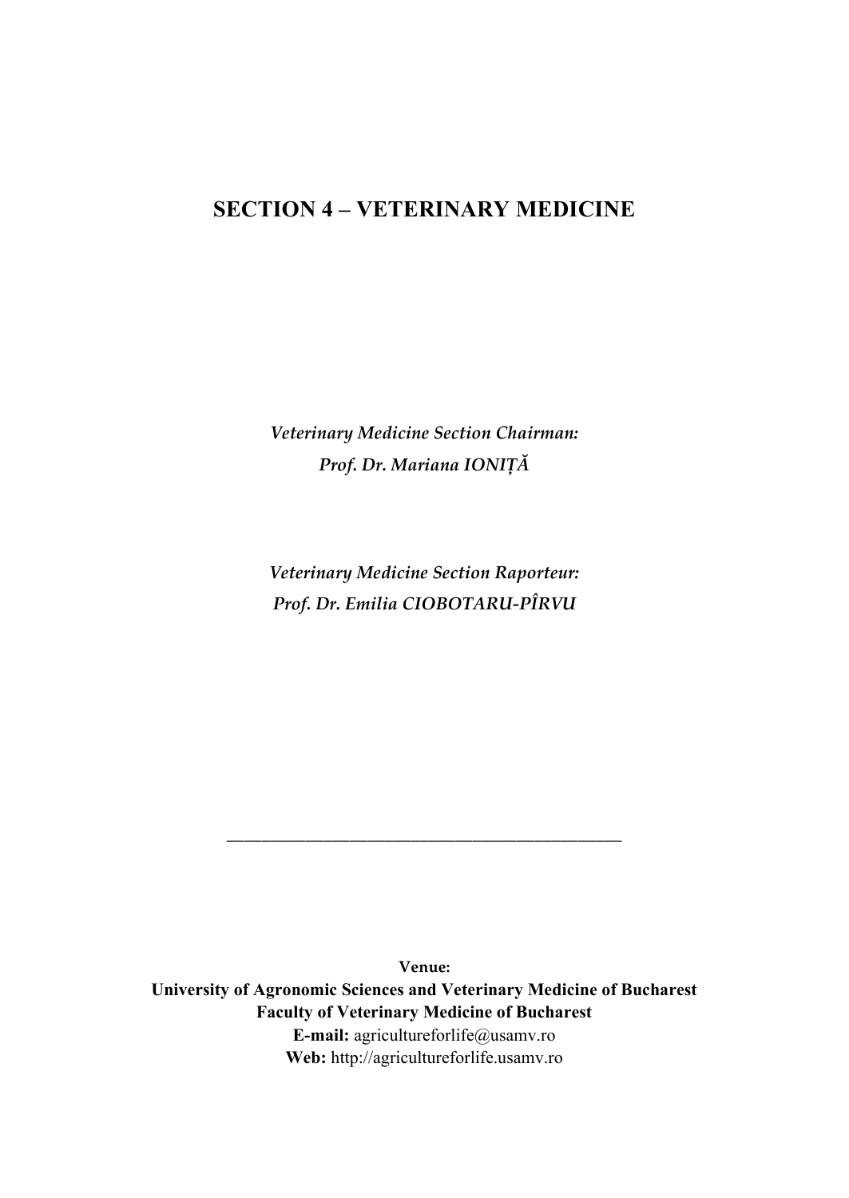# SECTION 4 – VETERINARY MEDICINE

*Veterinary Medicine Section Chairman:*
*Prof. Dr. Mariana IONIȚĂ*

*Veterinary Medicine Section Raporteur:*
*Prof. Dr. Emilia CIOBOTARU-PÎRVU*

---

**Venue:**
**University of Agronomic Sciences and Veterinary Medicine of Bucharest**
**Faculty of Veterinary Medicine of Bucharest**
**E-mail:** agricultureforlife@usamv.ro
**Web:** http://agricultureforlife.usamv.ro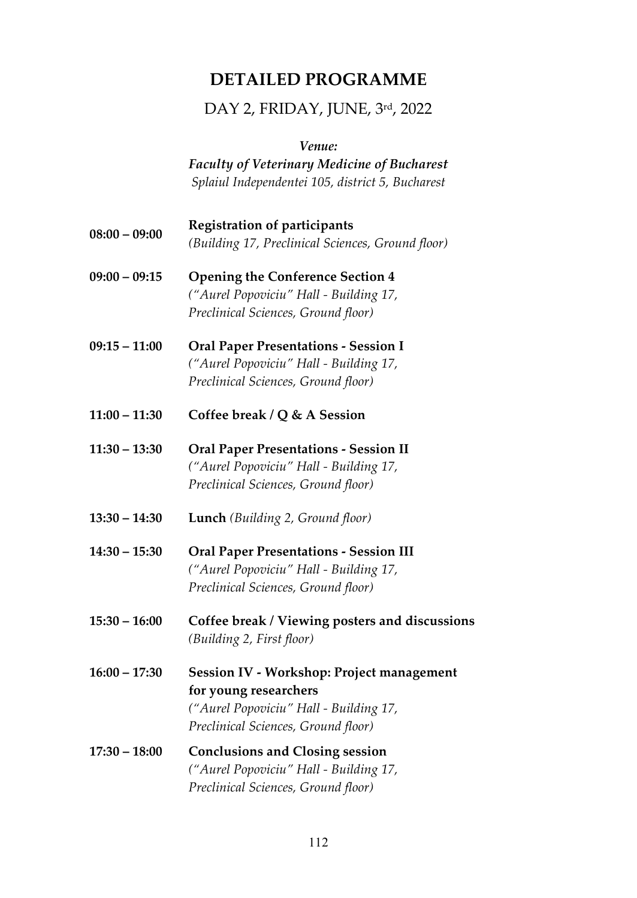# DETAILED PROGRAMME

## DAY 2, FRIDAY, JUNE, 3rd, 2022

***Venue:***
***Faculty of Veterinary Medicine of Bucharest***
*Splaiul Independentei 105, district 5, Bucharest*

**08:00 – 09:00** **Registration of participants**
*(Building 17, Preclinical Sciences, Ground floor)*

**09:00 – 09:15** **Opening the Conference Section 4**
*("Aurel Popoviciu" Hall - Building 17, Preclinical Sciences, Ground floor)*

**09:15 – 11:00** **Oral Paper Presentations - Session I**
*("Aurel Popoviciu" Hall - Building 17, Preclinical Sciences, Ground floor)*

**11:00 – 11:30** **Coffee break / Q & A Session**

**11:30 – 13:30** **Oral Paper Presentations - Session II**
*("Aurel Popoviciu" Hall - Building 17, Preclinical Sciences, Ground floor)*

**13:30 – 14:30** **Lunch** *(Building 2, Ground floor)*

**14:30 – 15:30** **Oral Paper Presentations - Session III**
*("Aurel Popoviciu" Hall - Building 17, Preclinical Sciences, Ground floor)*

**15:30 – 16:00** **Coffee break / Viewing posters and discussions**
*(Building 2, First floor)*

**16:00 – 17:30** **Session IV - Workshop: Project management for young researchers**
*("Aurel Popoviciu" Hall - Building 17, Preclinical Sciences, Ground floor)*

**17:30 – 18:00** **Conclusions and Closing session**
*("Aurel Popoviciu" Hall - Building 17, Preclinical Sciences, Ground floor)*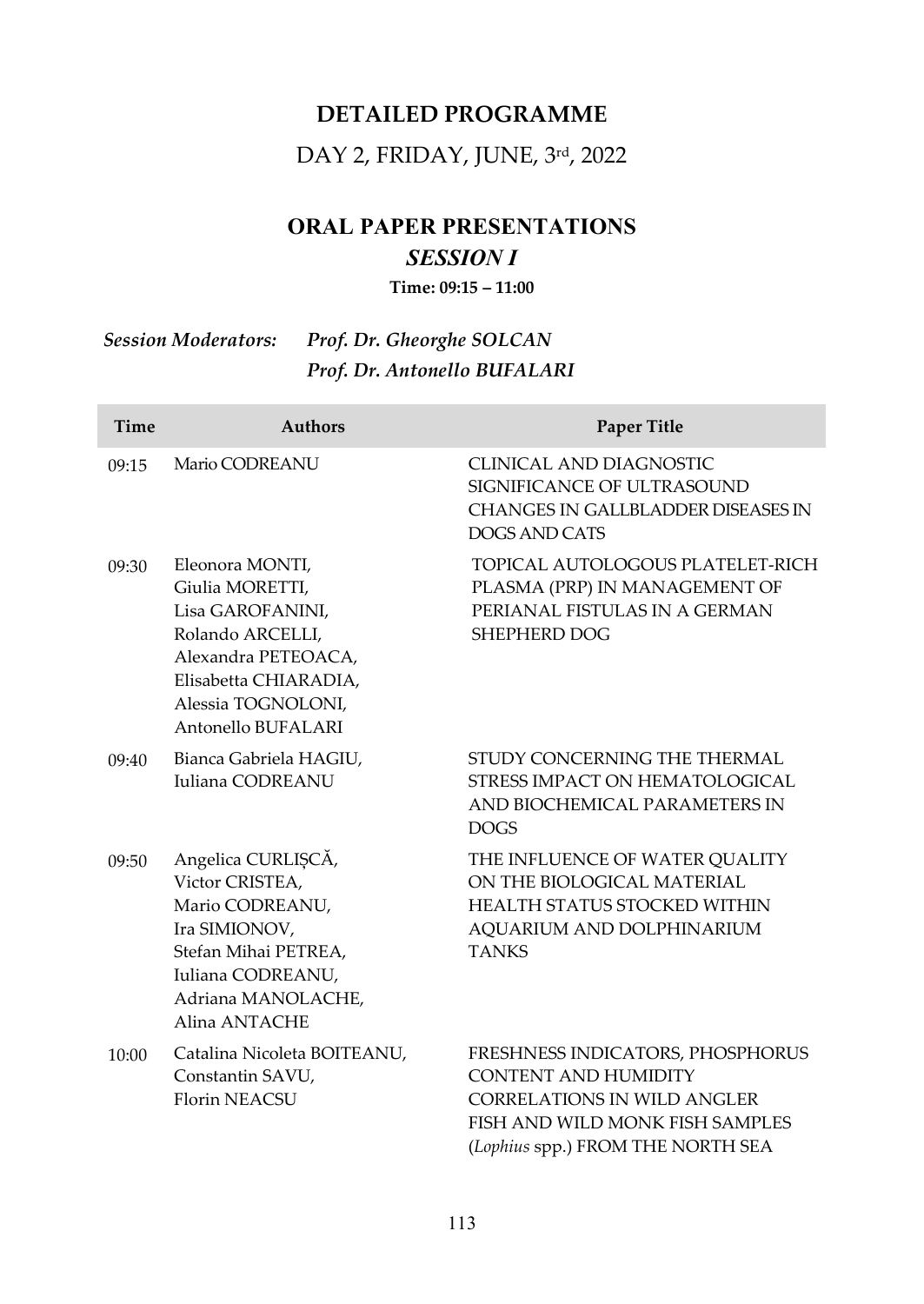# DETAILED PROGRAMME

## DAY 2, FRIDAY, JUNE, 3rd, 2022

## ORAL PAPER PRESENTATIONS

### *SESSION I*

**Time: 09:15 – 11:00**

***Session Moderators:*** *Prof. Dr. Gheorghe SOLCAN*
*Prof. Dr. Antonello BUFALARI*

| Time | Authors | Paper Title |
|---|---|---|
| 09:15 | Mario CODREANU | CLINICAL AND DIAGNOSTIC SIGNIFICANCE OF ULTRASOUND CHANGES IN GALLBLADDER DISEASES IN DOGS AND CATS |
| 09:30 | Eleonora MONTI, Giulia MORETTI, Lisa GAROFANINI, Rolando ARCELLI, Alexandra PETEOACA, Elisabetta CHIARADIA, Alessia TOGNOLONI, Antonello BUFALARI | TOPICAL AUTOLOGOUS PLATELET-RICH PLASMA (PRP) IN MANAGEMENT OF PERIANAL FISTULAS IN A GERMAN SHEPHERD DOG |
| 09:40 | Bianca Gabriela HAGIU, Iuliana CODREANU | STUDY CONCERNING THE THERMAL STRESS IMPACT ON HEMATOLOGICAL AND BIOCHEMICAL PARAMETERS IN DOGS |
| 09:50 | Angelica CURLIȘCĂ, Victor CRISTEA, Mario CODREANU, Ira SIMIONOV, Stefan Mihai PETREA, Iuliana CODREANU, Adriana MANOLACHE, Alina ANTACHE | THE INFLUENCE OF WATER QUALITY ON THE BIOLOGICAL MATERIAL HEALTH STATUS STOCKED WITHIN AQUARIUM AND DOLPHINARIUM TANKS |
| 10:00 | Catalina Nicoleta BOITEANU, Constantin SAVU, Florin NEACSU | FRESHNESS INDICATORS, PHOSPHORUS CONTENT AND HUMIDITY CORRELATIONS IN WILD ANGLER FISH AND WILD MONK FISH SAMPLES (*Lophius* spp.) FROM THE NORTH SEA |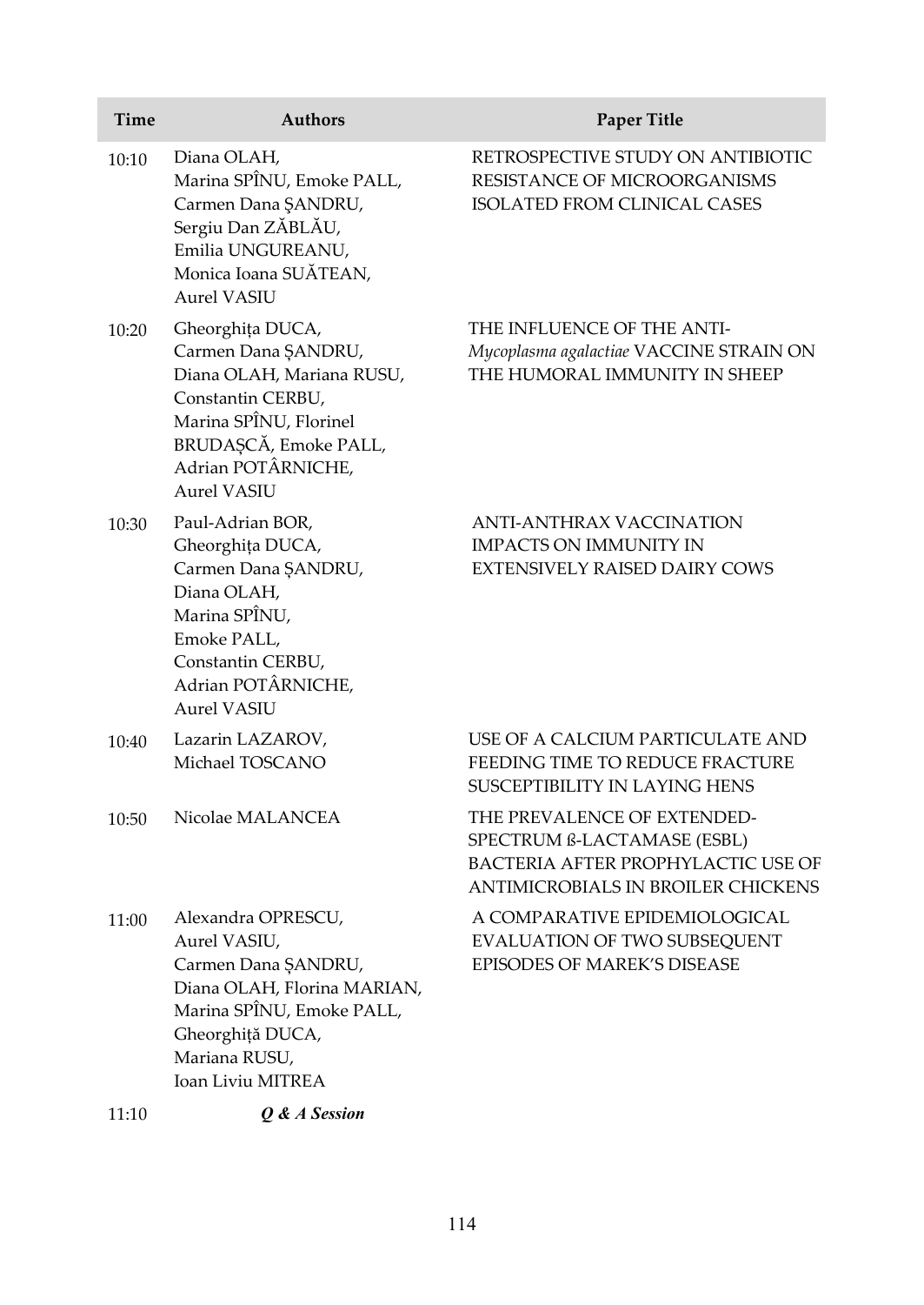| Time | Authors | Paper Title |
| --- | --- | --- |
| 10:10 | Diana OLAH, Marina SPÎNU, Emoke PALL, Carmen Dana ŞANDRU, Sergiu Dan ZĂBLĂU, Emilia UNGUREANU, Monica Ioana SUĂTEAN, Aurel VASIU | RETROSPECTIVE STUDY ON ANTIBIOTIC RESISTANCE OF MICROORGANISMS ISOLATED FROM CLINICAL CASES |
| 10:20 | Gheorghița DUCA, Carmen Dana ȘANDRU, Diana OLAH, Mariana RUSU, Constantin CERBU, Marina SPÎNU, Florinel BRUDAȘCĂ, Emoke PALL, Adrian POTÂRNICHE, Aurel VASIU | THE INFLUENCE OF THE ANTI-*Mycoplasma agalactiae* VACCINE STRAIN ON THE HUMORAL IMMUNITY IN SHEEP |
| 10:30 | Paul-Adrian BOR, Gheorghița DUCA, Carmen Dana ȘANDRU, Diana OLAH, Marina SPÎNU, Emoke PALL, Constantin CERBU, Adrian POTÂRNICHE, Aurel VASIU | ANTI-ANTHRAX VACCINATION IMPACTS ON IMMUNITY IN EXTENSIVELY RAISED DAIRY COWS |
| 10:40 | Lazarin LAZAROV, Michael TOSCANO | USE OF A CALCIUM PARTICULATE AND FEEDING TIME TO REDUCE FRACTURE SUSCEPTIBILITY IN LAYING HENS |
| 10:50 | Nicolae MALANCEA | THE PREVALENCE OF EXTENDED-SPECTRUM ß-LACTAMASE (ESBL) BACTERIA AFTER PROPHYLACTIC USE OF ANTIMICROBIALS IN BROILER CHICKENS |
| 11:00 | Alexandra OPRESCU, Aurel VASIU, Carmen Dana ȘANDRU, Diana OLAH, Florina MARIAN, Marina SPÎNU, Emoke PALL, Gheorghiță DUCA, Mariana RUSU, Ioan Liviu MITREA | A COMPARATIVE EPIDEMIOLOGICAL EVALUATION OF TWO SUBSEQUENT EPISODES OF MAREK'S DISEASE |
| 11:10 | ***Q & A Session*** | |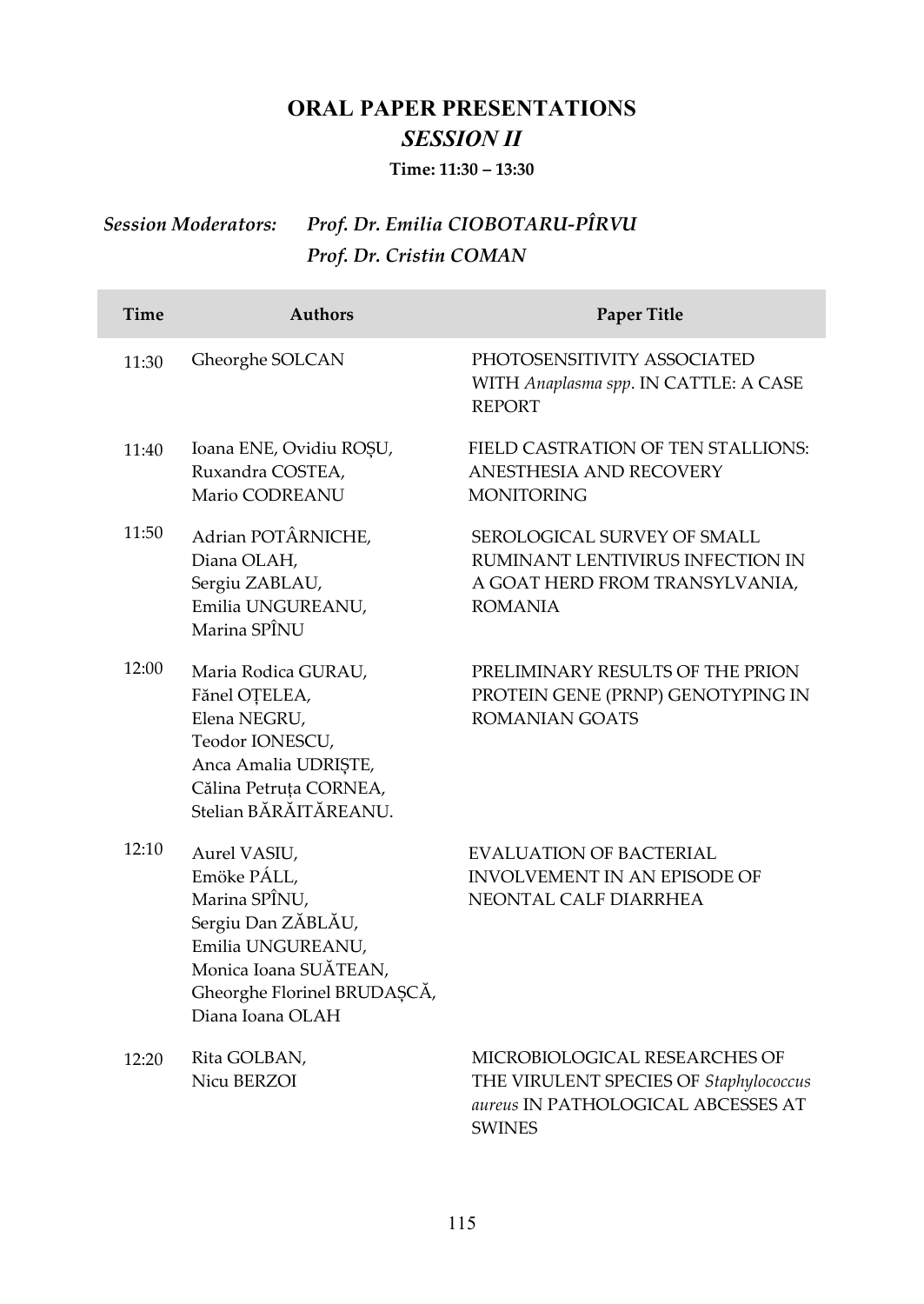# ORAL PAPER PRESENTATIONS

## *SESSION II*

**Time: 11:30 – 13:30**

***Session Moderators:*** ***Prof. Dr. Emilia CIOBOTARU-PÎRVU***
***Prof. Dr. Cristin COMAN***

| Time | Authors | Paper Title |
|---|---|---|
| 11:30 | Gheorghe SOLCAN | PHOTOSENSITIVITY ASSOCIATED WITH *Anaplasma spp*. IN CATTLE: A CASE REPORT |
| 11:40 | Ioana ENE, Ovidiu ROȘU, Ruxandra COSTEA, Mario CODREANU | FIELD CASTRATION OF TEN STALLIONS: ANESTHESIA AND RECOVERY MONITORING |
| 11:50 | Adrian POTÂRNICHE, Diana OLAH, Sergiu ZABLAU, Emilia UNGUREANU, Marina SPÎNU | SEROLOGICAL SURVEY OF SMALL RUMINANT LENTIVIRUS INFECTION IN A GOAT HERD FROM TRANSYLVANIA, ROMANIA |
| 12:00 | Maria Rodica GURAU, Fănel OȚELEA, Elena NEGRU, Teodor IONESCU, Anca Amalia UDRIȘTE, Călina Petruța CORNEA, Stelian BĂRĂITĂREANU. | PRELIMINARY RESULTS OF THE PRION PROTEIN GENE (PRNP) GENOTYPING IN ROMANIAN GOATS |
| 12:10 | Aurel VASIU, Emöke PÁLL, Marina SPÎNU, Sergiu Dan ZĂBLĂU, Emilia UNGUREANU, Monica Ioana SUĂTEAN, Gheorghe Florinel BRUDAȘCĂ, Diana Ioana OLAH | EVALUATION OF BACTERIAL INVOLVEMENT IN AN EPISODE OF NEONTAL CALF DIARRHEA |
| 12:20 | Rita GOLBAN, Nicu BERZOI | MICROBIOLOGICAL RESEARCHES OF THE VIRULENT SPECIES OF *Staphylococcus aureus* IN PATHOLOGICAL ABCESSES AT SWINES |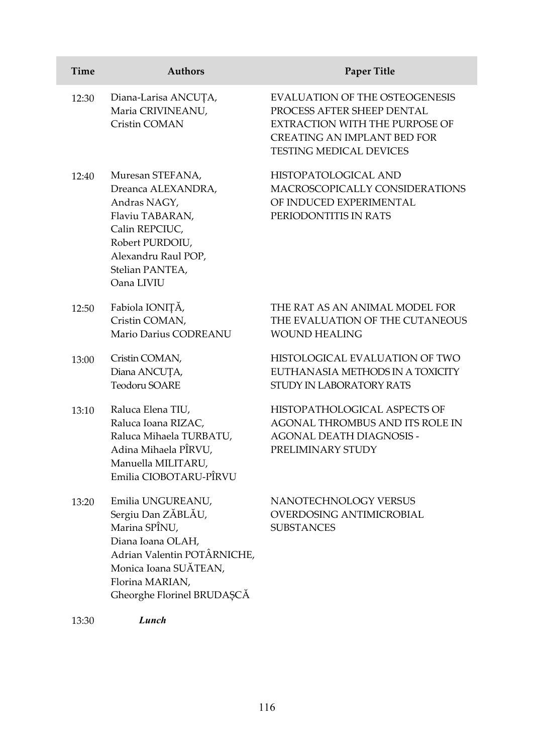| Time | Authors | Paper Title |
|---|---|---|
| 12:30 | Diana-Larisa ANCUȚA, Maria CRIVINEANU, Cristin COMAN | EVALUATION OF THE OSTEOGENESIS PROCESS AFTER SHEEP DENTAL EXTRACTION WITH THE PURPOSE OF CREATING AN IMPLANT BED FOR TESTING MEDICAL DEVICES |
| 12:40 | Muresan STEFANA, Dreanca ALEXANDRA, Andras NAGY, Flaviu TABARAN, Calin REPCIUC, Robert PURDOIU, Alexandru Raul POP, Stelian PANTEA, Oana LIVIU | HISTOPATOLOGICAL AND MACROSCOPICALLY CONSIDERATIONS OF INDUCED EXPERIMENTAL PERIODONTITIS IN RATS |
| 12:50 | Fabiola IONIȚĂ, Cristin COMAN, Mario Darius CODREANU | THE RAT AS AN ANIMAL MODEL FOR THE EVALUATION OF THE CUTANEOUS WOUND HEALING |
| 13:00 | Cristin COMAN, Diana ANCUȚA, Teodoru SOARE | HISTOLOGICAL EVALUATION OF TWO EUTHANASIA METHODS IN A TOXICITY STUDY IN LABORATORY RATS |
| 13:10 | Raluca Elena TIU, Raluca Ioana RIZAC, Raluca Mihaela TURBATU, Adina Mihaela PÎRVU, Manuella MILITARU, Emilia CIOBOTARU-PÎRVU | HISTOPATHOLOGICAL ASPECTS OF AGONAL THROMBUS AND ITS ROLE IN AGONAL DEATH DIAGNOSIS - PRELIMINARY STUDY |
| 13:20 | Emilia UNGUREANU, Sergiu Dan ZĂBLĂU, Marina SPÎNU, Diana Ioana OLAH, Adrian Valentin POTÂRNICHE, Monica Ioana SUĂTEAN, Florina MARIAN, Gheorghe Florinel BRUDAȘCĂ | NANOTECHNOLOGY VERSUS OVERDOSING ANTIMICROBIAL SUBSTANCES |
| 13:30 | ***Lunch*** | |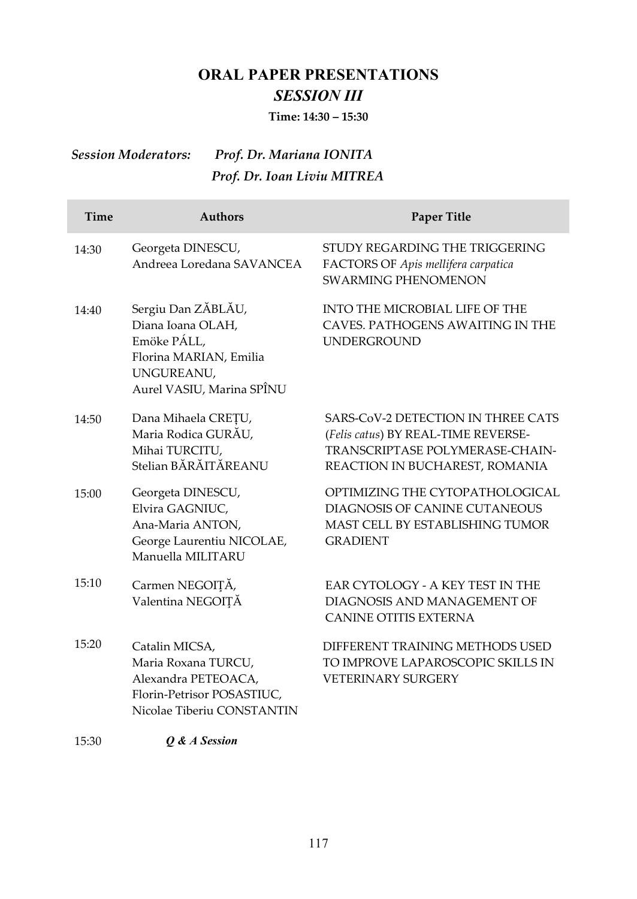# ORAL PAPER PRESENTATIONS

## *SESSION III*

**Time: 14:30 – 15:30**

*Session Moderators:* *Prof. Dr. Mariana IONITA*
*Prof. Dr. Ioan Liviu MITREA*

| Time | Authors | Paper Title |
|---|---|---|
| 14:30 | Georgeta DINESCU, Andreea Loredana SAVANCEA | STUDY REGARDING THE TRIGGERING FACTORS OF *Apis mellifera carpatica* SWARMING PHENOMENON |
| 14:40 | Sergiu Dan ZĂBLĂU, Diana Ioana OLAH, Emöke PÁLL, Florina MARIAN, Emilia UNGUREANU, Aurel VASIU, Marina SPÎNU | INTO THE MICROBIAL LIFE OF THE CAVES. PATHOGENS AWAITING IN THE UNDERGROUND |
| 14:50 | Dana Mihaela CREȚU, Maria Rodica GURĂU, Mihai TURCITU, Stelian BĂRĂITĂREANU | SARS-CoV-2 DETECTION IN THREE CATS (*Felis catus*) BY REAL-TIME REVERSE-TRANSCRIPTASE POLYMERASE-CHAIN-REACTION IN BUCHAREST, ROMANIA |
| 15:00 | Georgeta DINESCU, Elvira GAGNIUC, Ana-Maria ANTON, George Laurentiu NICOLAE, Manuella MILITARU | OPTIMIZING THE CYTOPATHOLOGICAL DIAGNOSIS OF CANINE CUTANEOUS MAST CELL BY ESTABLISHING TUMOR GRADIENT |
| 15:10 | Carmen NEGOIȚĂ, Valentina NEGOIȚĂ | EAR CYTOLOGY - A KEY TEST IN THE DIAGNOSIS AND MANAGEMENT OF CANINE OTITIS EXTERNA |
| 15:20 | Catalin MICSA, Maria Roxana TURCU, Alexandra PETEOACA, Florin-Petrisor POSASTIUC, Nicolae Tiberiu CONSTANTIN | DIFFERENT TRAINING METHODS USED TO IMPROVE LAPAROSCOPIC SKILLS IN VETERINARY SURGERY |
| 15:30 | ***Q & A Session*** | |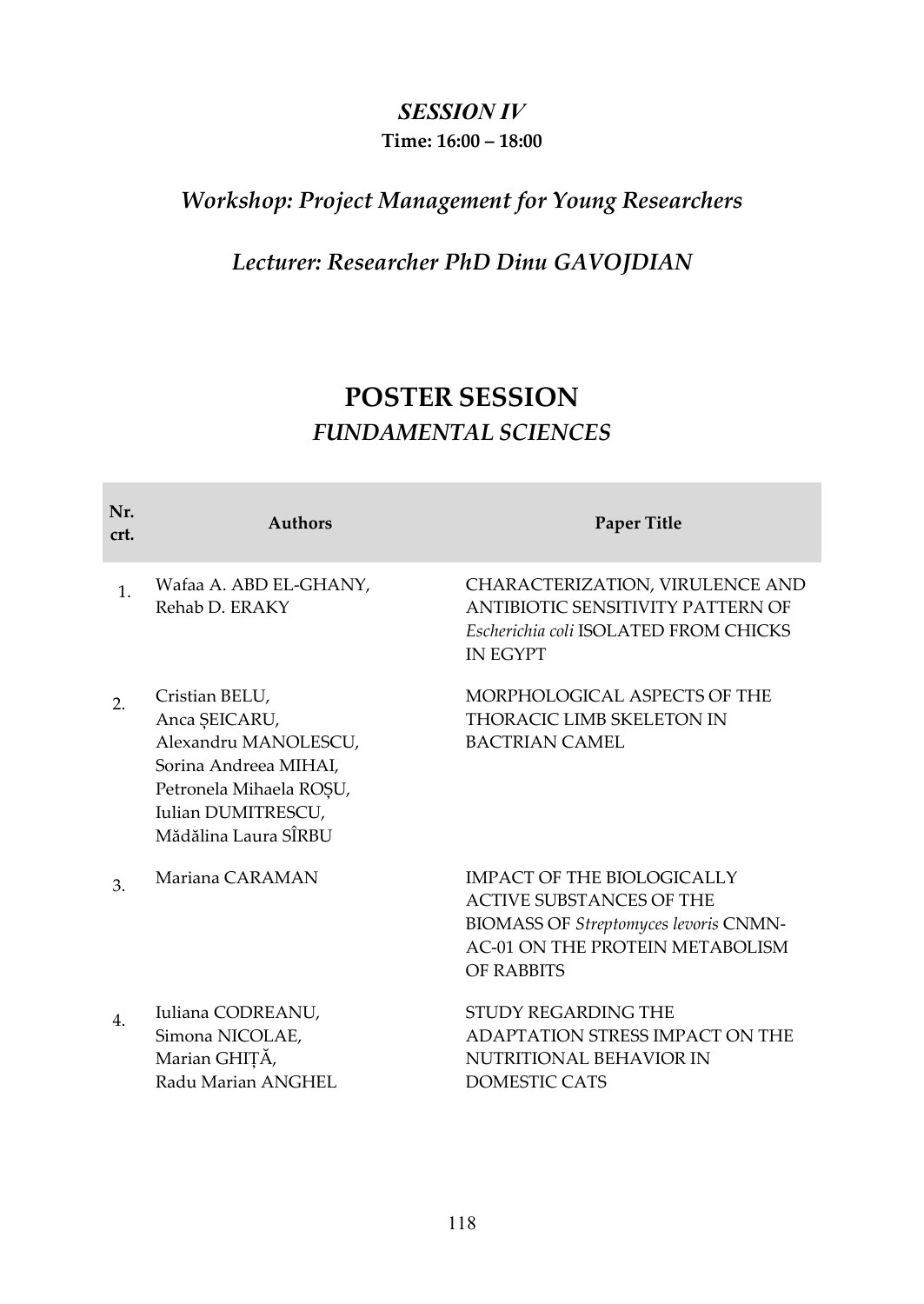### *SESSION IV*

**Time: 16:00 – 18:00**

## *Workshop: Project Management for Young Researchers*

## *Lecturer: Researcher PhD Dinu GAVOJDIAN*

# POSTER SESSION

## *FUNDAMENTAL SCIENCES*

| Nr. crt. | Authors | Paper Title |
|---|---|---|
| 1. | Wafaa A. ABD EL-GHANY, Rehab D. ERAKY | CHARACTERIZATION, VIRULENCE AND ANTIBIOTIC SENSITIVITY PATTERN OF *Escherichia coli* ISOLATED FROM CHICKS IN EGYPT |
| 2. | Cristian BELU, Anca ȘEICARU, Alexandru MANOLESCU, Sorina Andreea MIHAI, Petronela Mihaela ROȘU, Iulian DUMITRESCU, Mădălina Laura SÎRBU | MORPHOLOGICAL ASPECTS OF THE THORACIC LIMB SKELETON IN BACTRIAN CAMEL |
| 3. | Mariana CARAMAN | IMPACT OF THE BIOLOGICALLY ACTIVE SUBSTANCES OF THE BIOMASS OF *Streptomyces levoris* CNMN-AC-01 ON THE PROTEIN METABOLISM OF RABBITS |
| 4. | Iuliana CODREANU, Simona NICOLAE, Marian GHIȚĂ, Radu Marian ANGHEL | STUDY REGARDING THE ADAPTATION STRESS IMPACT ON THE NUTRITIONAL BEHAVIOR IN DOMESTIC CATS |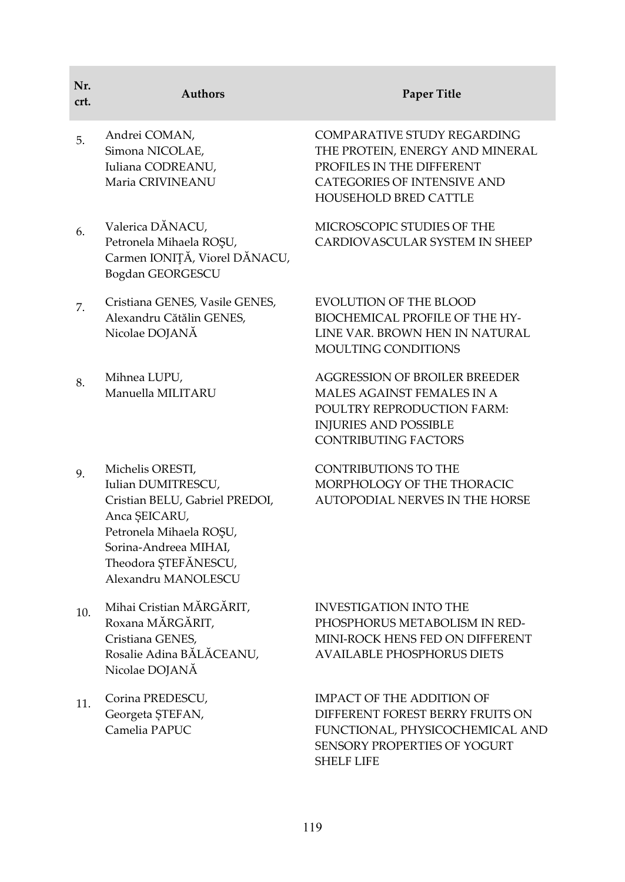| Nr. crt. | Authors | Paper Title |
|---|---|---|
| 5. | Andrei COMAN, Simona NICOLAE, Iuliana CODREANU, Maria CRIVINEANU | COMPARATIVE STUDY REGARDING THE PROTEIN, ENERGY AND MINERAL PROFILES IN THE DIFFERENT CATEGORIES OF INTENSIVE AND HOUSEHOLD BRED CATTLE |
| 6. | Valerica DĂNACU, Petronela Mihaela ROŞU, Carmen IONIȚĂ, Viorel DĂNACU, Bogdan GEORGESCU | MICROSCOPIC STUDIES OF THE CARDIOVASCULAR SYSTEM IN SHEEP |
| 7. | Cristiana GENES, Vasile GENES, Alexandru Cătălin GENES, Nicolae DOJANĂ | EVOLUTION OF THE BLOOD BIOCHEMICAL PROFILE OF THE HY-LINE VAR. BROWN HEN IN NATURAL MOULTING CONDITIONS |
| 8. | Mihnea LUPU, Manuella MILITARU | AGGRESSION OF BROILER BREEDER MALES AGAINST FEMALES IN A POULTRY REPRODUCTION FARM: INJURIES AND POSSIBLE CONTRIBUTING FACTORS |
| 9. | Michelis ORESTI, Iulian DUMITRESCU, Cristian BELU, Gabriel PREDOI, Anca ȘEICARU, Petronela Mihaela ROŞU, Sorina-Andreea MIHAI, Theodora ȘTEFĂNESCU, Alexandru MANOLESCU | CONTRIBUTIONS TO THE MORPHOLOGY OF THE THORACIC AUTOPODIAL NERVES IN THE HORSE |
| 10. | Mihai Cristian MĂRGĂRIT, Roxana MĂRGĂRIT, Cristiana GENES, Rosalie Adina BĂLĂCEANU, Nicolae DOJANĂ | INVESTIGATION INTO THE PHOSPHORUS METABOLISM IN RED-MINI-ROCK HENS FED ON DIFFERENT AVAILABLE PHOSPHORUS DIETS |
| 11. | Corina PREDESCU, Georgeta ȘTEFAN, Camelia PAPUC | IMPACT OF THE ADDITION OF DIFFERENT FOREST BERRY FRUITS ON FUNCTIONAL, PHYSICOCHEMICAL AND SENSORY PROPERTIES OF YOGURT SHELF LIFE |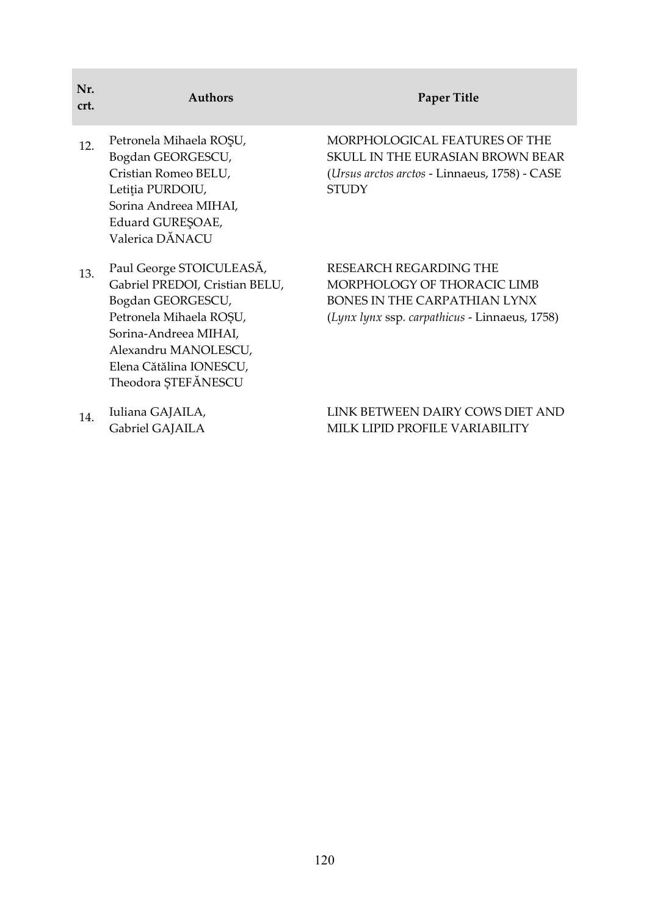| Nr. crt. | Authors | Paper Title |
|---|---|---|
| 12. | Petronela Mihaela ROŞU, Bogdan GEORGESCU, Cristian Romeo BELU, Letiţia PURDOIU, Sorina Andreea MIHAI, Eduard GUREŞOAE, Valerica DĂNACU | MORPHOLOGICAL FEATURES OF THE SKULL IN THE EURASIAN BROWN BEAR (*Ursus arctos arctos* - Linnaeus, 1758) - CASE STUDY |
| 13. | Paul George STOICULEASĂ, Gabriel PREDOI, Cristian BELU, Bogdan GEORGESCU, Petronela Mihaela ROȘU, Sorina-Andreea MIHAI, Alexandru MANOLESCU, Elena Cătălina IONESCU, Theodora ȘTEFĂNESCU | RESEARCH REGARDING THE MORPHOLOGY OF THORACIC LIMB BONES IN THE CARPATHIAN LYNX (*Lynx lynx* ssp. *carpathicus* - Linnaeus, 1758) |
| 14. | Iuliana GAJAILA, Gabriel GAJAILA | LINK BETWEEN DAIRY COWS DIET AND MILK LIPID PROFILE VARIABILITY |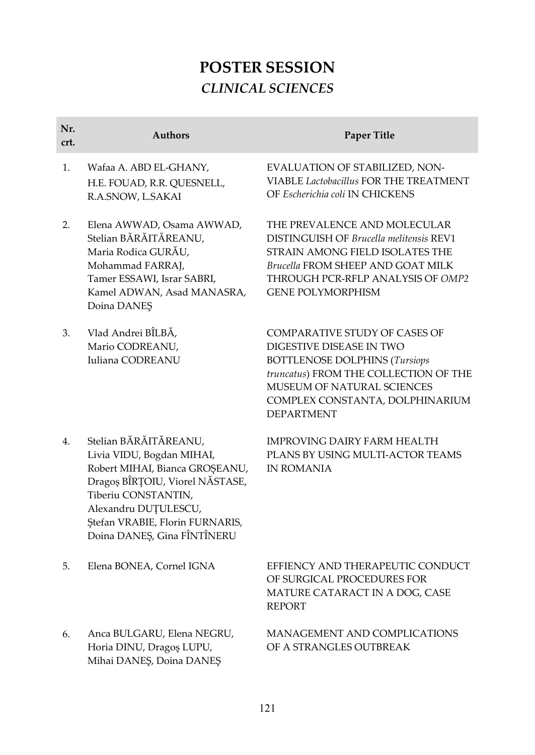# POSTER SESSION

## *CLINICAL SCIENCES*

| Nr. crt. | Authors | Paper Title |
|---|---|---|
| 1. | Wafaa A. ABD EL-GHANY, H.E. FOUAD, R.R. QUESNELL, R.A.SNOW, L.SAKAI | EVALUATION OF STABILIZED, NON-VIABLE *Lactobacillus* FOR THE TREATMENT OF *Escherichia coli* IN CHICKENS |
| 2. | Elena AWWAD, Osama AWWAD, Stelian BĂRĂITĂREANU, Maria Rodica GURĂU, Mohammad FARRAJ, Tamer ESSAWI, Israr SABRI, Kamel ADWAN, Asad MANASRA, Doina DANEŞ | THE PREVALENCE AND MOLECULAR DISTINGUISH OF *Brucella melitensis* REV1 STRAIN AMONG FIELD ISOLATES THE *Brucella* FROM SHEEP AND GOAT MILK THROUGH PCR-RFLP ANALYSIS OF *OMP2* GENE POLYMORPHISM |
| 3. | Vlad Andrei BÎLBĂ, Mario CODREANU, Iuliana CODREANU | COMPARATIVE STUDY OF CASES OF DIGESTIVE DISEASE IN TWO BOTTLENOSE DOLPHINS (*Tursiops truncatus*) FROM THE COLLECTION OF THE MUSEUM OF NATURAL SCIENCES COMPLEX CONSTANTA, DOLPHINARIUM DEPARTMENT |
| 4. | Stelian BĂRĂITĂREANU, Livia VIDU, Bogdan MIHAI, Robert MIHAI, Bianca GROȘEANU, Dragoș BÎRȚOIU, Viorel NĂSTASE, Tiberiu CONSTANTIN, Alexandru DUȚULESCU, Ștefan VRABIE, Florin FURNARIS, Doina DANEȘ, Gina FÎNTÎNERU | IMPROVING DAIRY FARM HEALTH PLANS BY USING MULTI-ACTOR TEAMS IN ROMANIA |
| 5. | Elena BONEA, Cornel IGNA | EFFIENCY AND THERAPEUTIC CONDUCT OF SURGICAL PROCEDURES FOR MATURE CATARACT IN A DOG, CASE REPORT |
| 6. | Anca BULGARU, Elena NEGRU, Horia DINU, Dragoş LUPU, Mihai DANEŞ, Doina DANEŞ | MANAGEMENT AND COMPLICATIONS OF A STRANGLES OUTBREAK |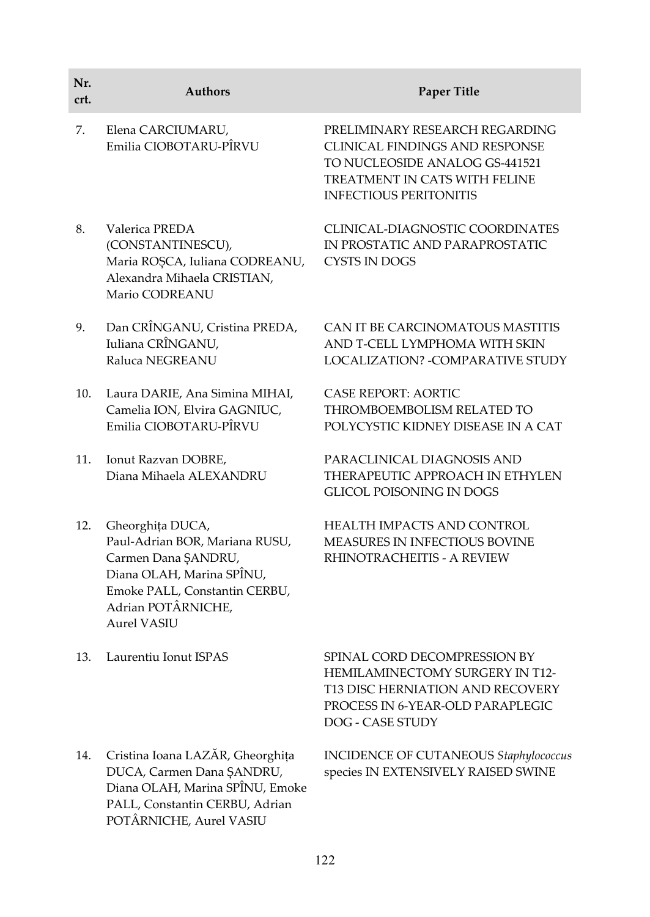| Nr. crt. | Authors | Paper Title |
|---|---|---|
| 7. | Elena CARCIUMARU, Emilia CIOBOTARU-PÎRVU | PRELIMINARY RESEARCH REGARDING CLINICAL FINDINGS AND RESPONSE TO NUCLEOSIDE ANALOG GS-441521 TREATMENT IN CATS WITH FELINE INFECTIOUS PERITONITIS |
| 8. | Valerica PREDA (CONSTANTINESCU), Maria ROȘCA, Iuliana CODREANU, Alexandra Mihaela CRISTIAN, Mario CODREANU | CLINICAL-DIAGNOSTIC COORDINATES IN PROSTATIC AND PARAPROSTATIC CYSTS IN DOGS |
| 9. | Dan CRÎNGANU, Cristina PREDA, Iuliana CRÎNGANU, Raluca NEGREANU | CAN IT BE CARCINOMATOUS MASTITIS AND T-CELL LYMPHOMA WITH SKIN LOCALIZATION? -COMPARATIVE STUDY |
| 10. | Laura DARIE, Ana Simina MIHAI, Camelia ION, Elvira GAGNIUC, Emilia CIOBOTARU-PÎRVU | CASE REPORT: AORTIC THROMBOEMBOLISM RELATED TO POLYCYSTIC KIDNEY DISEASE IN A CAT |
| 11. | Ionut Razvan DOBRE, Diana Mihaela ALEXANDRU | PARACLINICAL DIAGNOSIS AND THERAPEUTIC APPROACH IN ETHYLEN GLICOL POISONING IN DOGS |
| 12. | Gheorghița DUCA, Paul-Adrian BOR, Mariana RUSU, Carmen Dana ȘANDRU, Diana OLAH, Marina SPÎNU, Emoke PALL, Constantin CERBU, Adrian POTÂRNICHE, Aurel VASIU | HEALTH IMPACTS AND CONTROL MEASURES IN INFECTIOUS BOVINE RHINOTRACHEITIS - A REVIEW |
| 13. | Laurentiu Ionut ISPAS | SPINAL CORD DECOMPRESSION BY HEMILAMINECTOMY SURGERY IN T12-T13 DISC HERNIATION AND RECOVERY PROCESS IN 6-YEAR-OLD PARAPLEGIC DOG - CASE STUDY |
| 14. | Cristina Ioana LAZĂR, Gheorghița DUCA, Carmen Dana ȘANDRU, Diana OLAH, Marina SPÎNU, Emoke PALL, Constantin CERBU, Adrian POTÂRNICHE, Aurel VASIU | INCIDENCE OF CUTANEOUS *Staphylococcus* species IN EXTENSIVELY RAISED SWINE |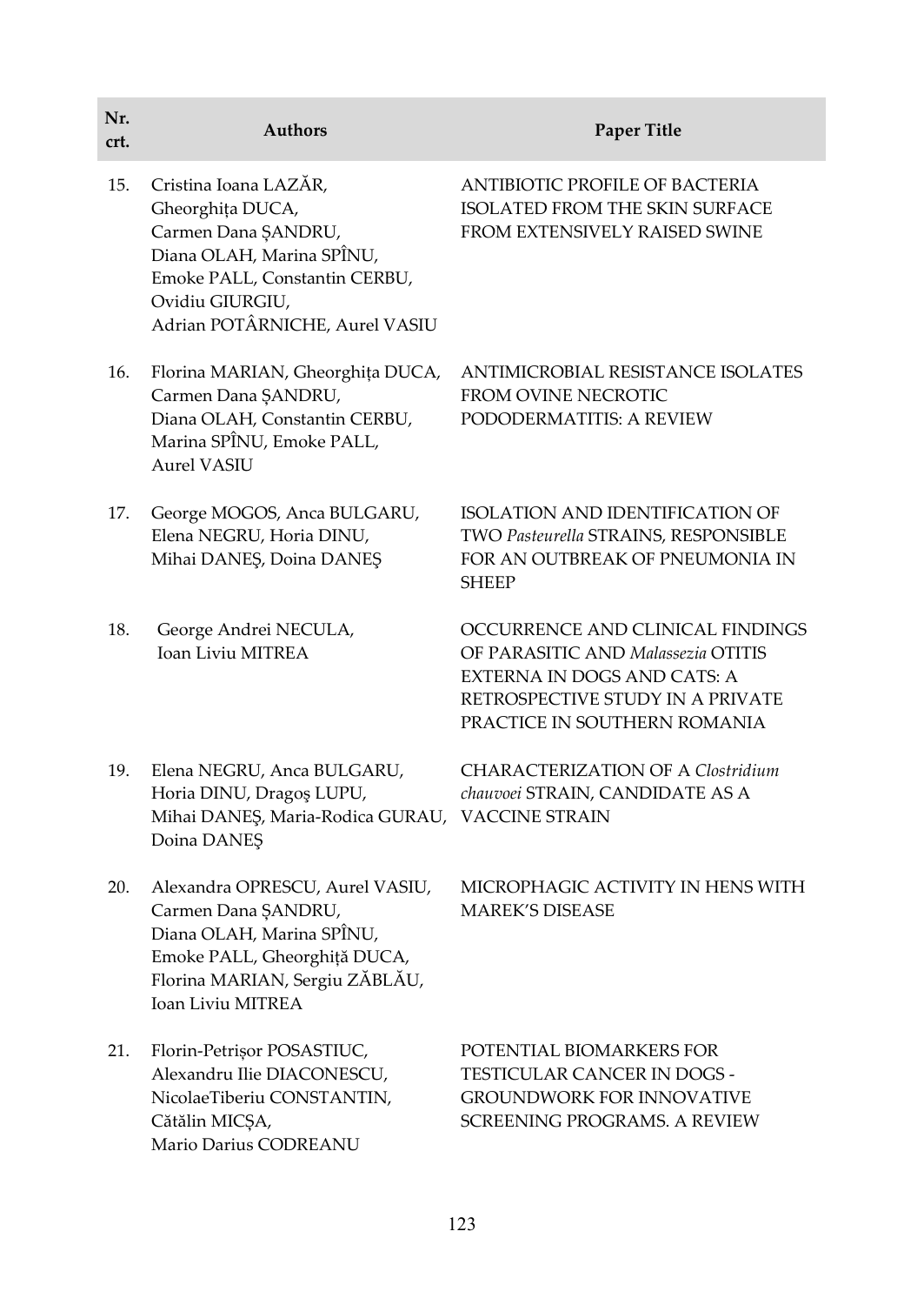| Nr. crt. | Authors | Paper Title |
|---|---|---|
| 15. | Cristina Ioana LAZĂR, Gheorghița DUCA, Carmen Dana ȘANDRU, Diana OLAH, Marina SPÎNU, Emoke PALL, Constantin CERBU, Ovidiu GIURGIU, Adrian POTÂRNICHE, Aurel VASIU | ANTIBIOTIC PROFILE OF BACTERIA ISOLATED FROM THE SKIN SURFACE FROM EXTENSIVELY RAISED SWINE |
| 16. | Florina MARIAN, Gheorghița DUCA, Carmen Dana ȘANDRU, Diana OLAH, Constantin CERBU, Marina SPÎNU, Emoke PALL, Aurel VASIU | ANTIMICROBIAL RESISTANCE ISOLATES FROM OVINE NECROTIC PODODERMATITIS: A REVIEW |
| 17. | George MOGOS, Anca BULGARU, Elena NEGRU, Horia DINU, Mihai DANEȘ, Doina DANEȘ | ISOLATION AND IDENTIFICATION OF TWO *Pasteurella* STRAINS, RESPONSIBLE FOR AN OUTBREAK OF PNEUMONIA IN SHEEP |
| 18. | George Andrei NECULA, Ioan Liviu MITREA | OCCURRENCE AND CLINICAL FINDINGS OF PARASITIC AND *Malassezia* OTITIS EXTERNA IN DOGS AND CATS: A RETROSPECTIVE STUDY IN A PRIVATE PRACTICE IN SOUTHERN ROMANIA |
| 19. | Elena NEGRU, Anca BULGARU, Horia DINU, Dragoş LUPU, Mihai DANEȘ, Maria-Rodica GURAU, Doina DANEȘ | CHARACTERIZATION OF A *Clostridium chauvoei* STRAIN, CANDIDATE AS A VACCINE STRAIN |
| 20. | Alexandra OPRESCU, Aurel VASIU, Carmen Dana ȘANDRU, Diana OLAH, Marina SPÎNU, Emoke PALL, Gheorghiță DUCA, Florina MARIAN, Sergiu ZĂBLĂU, Ioan Liviu MITREA | MICROPHAGIC ACTIVITY IN HENS WITH MAREK'S DISEASE |
| 21. | Florin-Petrișor POSASTIUC, Alexandru Ilie DIACONESCU, NicolaeTiberiu CONSTANTIN, Cătălin MICȘA, Mario Darius CODREANU | POTENTIAL BIOMARKERS FOR TESTICULAR CANCER IN DOGS - GROUNDWORK FOR INNOVATIVE SCREENING PROGRAMS. A REVIEW |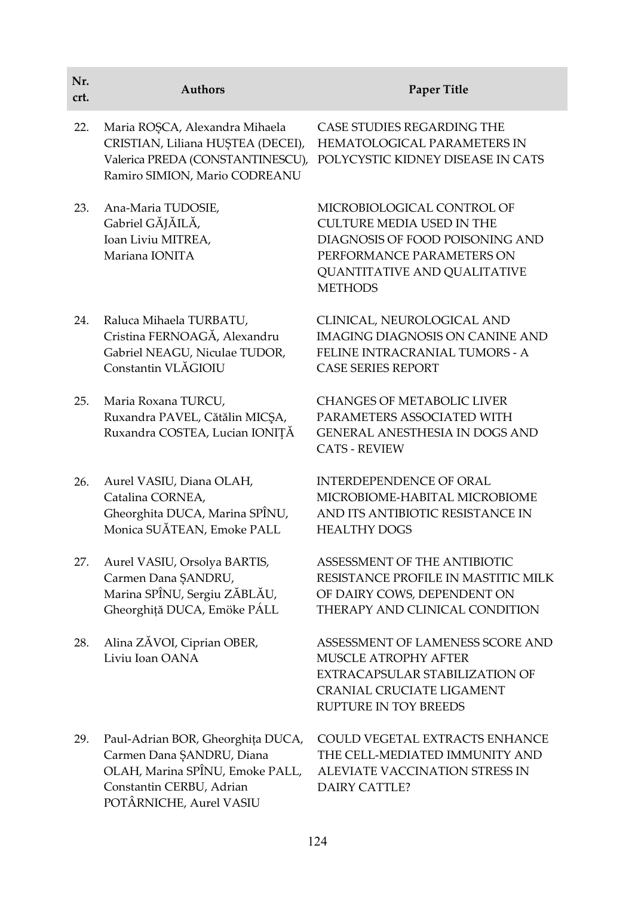| Nr. crt. | Authors | Paper Title |
|---|---|---|
| 22. | Maria ROȘCA, Alexandra Mihaela CRISTIAN, Liliana HUȚTEA (DECEI), Valerica PREDA (CONSTANTINESCU), Ramiro SIMION, Mario CODREANU | CASE STUDIES REGARDING THE HEMATOLOGICAL PARAMETERS IN POLYCYSTIC KIDNEY DISEASE IN CATS |
| 23. | Ana-Maria TUDOSIE, Gabriel GĂJĂILĂ, Ioan Liviu MITREA, Mariana IONITA | MICROBIOLOGICAL CONTROL OF CULTURE MEDIA USED IN THE DIAGNOSIS OF FOOD POISONING AND PERFORMANCE PARAMETERS ON QUANTITATIVE AND QUALITATIVE METHODS |
| 24. | Raluca Mihaela TURBATU, Cristina FERNOAGĂ, Alexandru Gabriel NEAGU, Niculae TUDOR, Constantin VLĂGIOIU | CLINICAL, NEUROLOGICAL AND IMAGING DIAGNOSIS ON CANINE AND FELINE INTRACRANIAL TUMORS - A CASE SERIES REPORT |
| 25. | Maria Roxana TURCU, Ruxandra PAVEL, Cătălin MICȘA, Ruxandra COSTEA, Lucian IONIȚĂ | CHANGES OF METABOLIC LIVER PARAMETERS ASSOCIATED WITH GENERAL ANESTHESIA IN DOGS AND CATS - REVIEW |
| 26. | Aurel VASIU, Diana OLAH, Catalina CORNEA, Gheorghita DUCA, Marina SPÎNU, Monica SUĂTEAN, Emoke PALL | INTERDEPENDENCE OF ORAL MICROBIOME-HABITAL MICROBIOME AND ITS ANTIBIOTIC RESISTANCE IN HEALTHY DOGS |
| 27. | Aurel VASIU, Orsolya BARTIS, Carmen Dana ȘANDRU, Marina SPÎNU, Sergiu ZĂBLĂU, Gheorghiță DUCA, Emöke PÁLL | ASSESSMENT OF THE ANTIBIOTIC RESISTANCE PROFILE IN MASTITIC MILK OF DAIRY COWS, DEPENDENT ON THERAPY AND CLINICAL CONDITION |
| 28. | Alina ZĂVOI, Ciprian OBER, Liviu Ioan OANA | ASSESSMENT OF LAMENESS SCORE AND MUSCLE ATROPHY AFTER EXTRACAPSULAR STABILIZATION OF CRANIAL CRUCIATE LIGAMENT RUPTURE IN TOY BREEDS |
| 29. | Paul-Adrian BOR, Gheorghița DUCA, Carmen Dana ȘANDRU, Diana OLAH, Marina SPÎNU, Emoke PALL, Constantin CERBU, Adrian POTÂRNICHE, Aurel VASIU | COULD VEGETAL EXTRACTS ENHANCE THE CELL-MEDIATED IMMUNITY AND ALEVIATE VACCINATION STRESS IN DAIRY CATTLE? |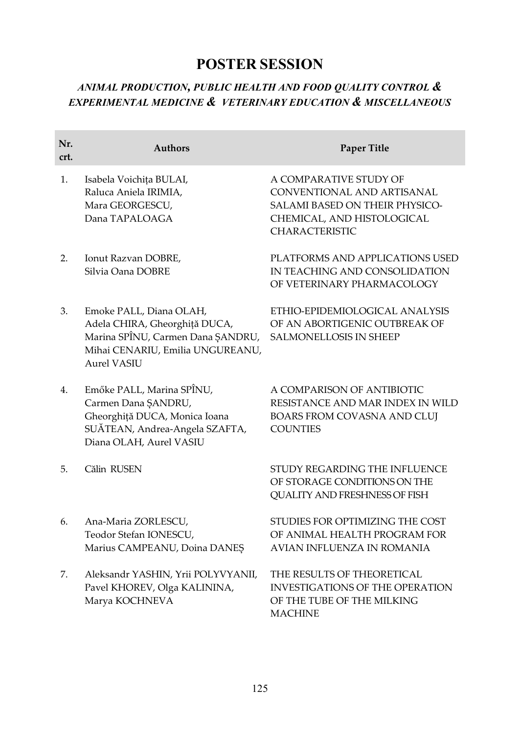# POSTER SESSION

## *ANIMAL PRODUCTION, PUBLIC HEALTH AND FOOD QUALITY CONTROL & EXPERIMENTAL MEDICINE & VETERINARY EDUCATION & MISCELLANEOUS*

| Nr. crt. | Authors | Paper Title |
|---|---|---|
| 1. | Isabela Voichița BULAI, Raluca Aniela IRIMIA, Mara GEORGESCU, Dana TAPALOAGA | A COMPARATIVE STUDY OF CONVENTIONAL AND ARTISANAL SALAMI BASED ON THEIR PHYSICO-CHEMICAL, AND HISTOLOGICAL CHARACTERISTIC |
| 2. | Ionut Razvan DOBRE, Silvia Oana DOBRE | PLATFORMS AND APPLICATIONS USED IN TEACHING AND CONSOLIDATION OF VETERINARY PHARMACOLOGY |
| 3. | Emoke PALL, Diana OLAH, Adela CHIRA, Gheorghiță DUCA, Marina SPÎNU, Carmen Dana ȘANDRU, Mihai CENARIU, Emilia UNGUREANU, Aurel VASIU | ETHIO-EPIDEMIOLOGICAL ANALYSIS OF AN ABORTIGENIC OUTBREAK OF SALMONELLOSIS IN SHEEP |
| 4. | Emőke PALL, Marina SPÎNU, Carmen Dana ȘANDRU, Gheorghiță DUCA, Monica Ioana SUĂTEAN, Andrea-Angela SZAFTA, Diana OLAH, Aurel VASIU | A COMPARISON OF ANTIBIOTIC RESISTANCE AND MAR INDEX IN WILD BOARS FROM COVASNA AND CLUJ COUNTIES |
| 5. | Călin RUSEN | STUDY REGARDING THE INFLUENCE OF STORAGE CONDITIONS ON THE QUALITY AND FRESHNESS OF FISH |
| 6. | Ana-Maria ZORLESCU, Teodor Stefan IONESCU, Marius CAMPEANU, Doina DANEȘ | STUDIES FOR OPTIMIZING THE COST OF ANIMAL HEALTH PROGRAM FOR AVIAN INFLUENZA IN ROMANIA |
| 7. | Aleksandr YASHIN, Yrii POLYVYANII, Pavel KHOREV, Olga KALININA, Marya KOCHNEVA | THE RESULTS OF THEORETICAL INVESTIGATIONS OF THE OPERATION OF THE TUBE OF THE MILKING MACHINE |